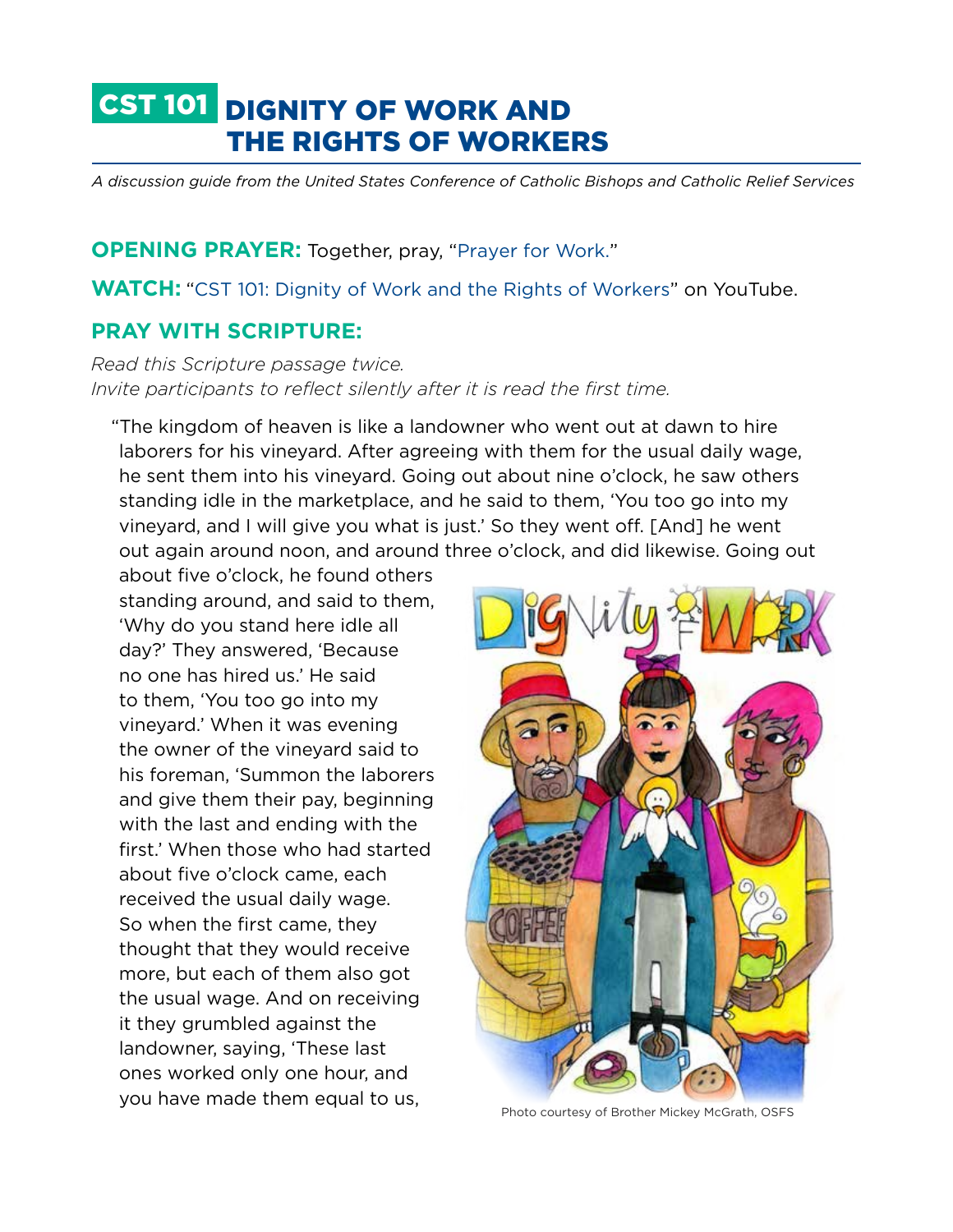# CST 101 DIGNITY OF WORK AND THE RIGHTS OF WORKERS

*A discussion guide from the United States Conference of Catholic Bishops and Catholic Relief Services*

**OPENING PRAYER:** Together, pray, "Prayer for Work."

**WATCH:** "CST 101: Dignity of Work and the Rights of Workers" on YouTube.

## PRAY WITH SCRIPTURE:

*Read this Scripture passage twice.*
*Invite participants to reflect silently after it is read the first time.*

"The kingdom of heaven is like a landowner who went out at dawn to hire laborers for his vineyard. After agreeing with them for the usual daily wage, he sent them into his vineyard. Going out about nine o'clock, he saw others standing idle in the marketplace, and he said to them, 'You too go into my vineyard, and I will give you what is just.' So they went off. [And] he went out again around noon, and around three o'clock, and did likewise. Going out about five o'clock, he found others standing around, and said to them, 'Why do you stand here idle all day?' They answered, 'Because no one has hired us.' He said to them, 'You too go into my vineyard.' When it was evening the owner of the vineyard said to his foreman, 'Summon the laborers and give them their pay, beginning with the last and ending with the first.' When those who had started about five o'clock came, each received the usual daily wage. So when the first came, they thought that they would receive more, but each of them also got the usual wage. And on receiving it they grumbled against the landowner, saying, 'These last ones worked only one hour, and you have made them equal to us,

Photo courtesy of Brother Mickey McGrath, OSFS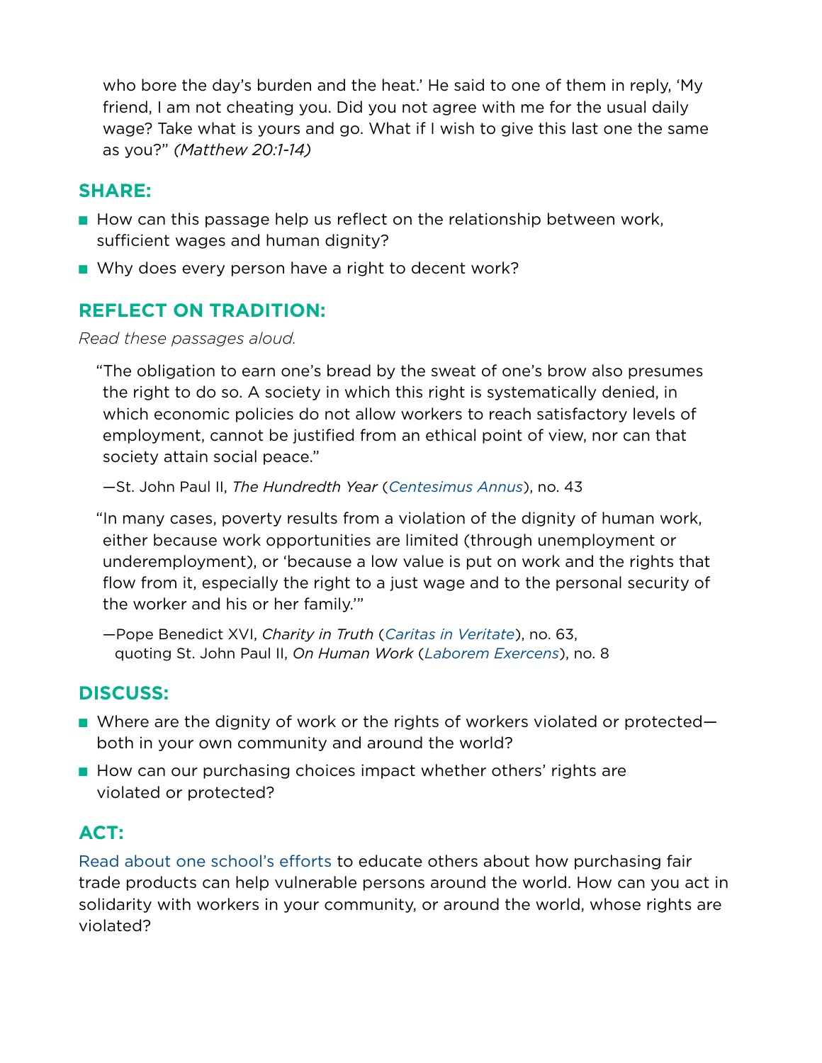who bore the day's burden and the heat.' He said to one of them in reply, 'My friend, I am not cheating you. Did you not agree with me for the usual daily wage? Take what is yours and go. What if I wish to give this last one the same as you?" *(Matthew 20:1-14)*

## SHARE:

- How can this passage help us reflect on the relationship between work, sufficient wages and human dignity?
- Why does every person have a right to decent work?

## REFLECT ON TRADITION:

*Read these passages aloud.*

> "The obligation to earn one's bread by the sweat of one's brow also presumes the right to do so. A society in which this right is systematically denied, in which economic policies do not allow workers to reach satisfactory levels of employment, cannot be justified from an ethical point of view, nor can that society attain social peace."
>
> —St. John Paul II, *The Hundredth Year* (Centesimus Annus), no. 43

> "In many cases, poverty results from a violation of the dignity of human work, either because work opportunities are limited (through unemployment or underemployment), or 'because a low value is put on work and the rights that flow from it, especially the right to a just wage and to the personal security of the worker and his or her family.'"
>
> —Pope Benedict XVI, *Charity in Truth* (Caritas in Veritate), no. 63, quoting St. John Paul II, *On Human Work* (Laborem Exercens), no. 8

## DISCUSS:

- Where are the dignity of work or the rights of workers violated or protected—both in your own community and around the world?
- How can our purchasing choices impact whether others' rights are violated or protected?

## ACT:

Read about one school's efforts to educate others about how purchasing fair trade products can help vulnerable persons around the world. How can you act in solidarity with workers in your community, or around the world, whose rights are violated?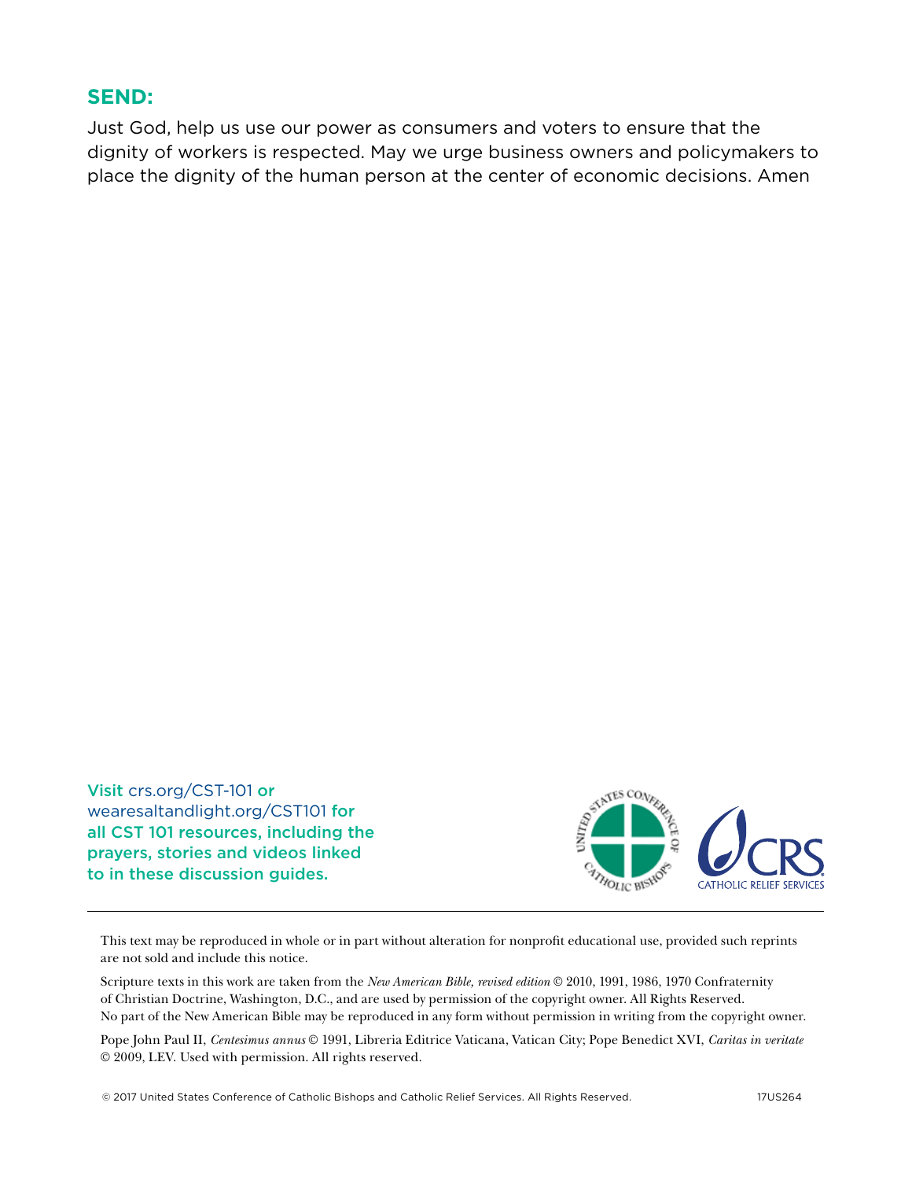## SEND:

Just God, help us use our power as consumers and voters to ensure that the dignity of workers is respected. May we urge business owners and policymakers to place the dignity of the human person at the center of economic decisions. Amen

Visit crs.org/CST-101 or wearesaltandlight.org/CST101 for all CST 101 resources, including the prayers, stories and videos linked to in these discussion guides.

This text may be reproduced in whole or in part without alteration for nonprofit educational use, provided such reprints are not sold and include this notice.

Scripture texts in this work are taken from the *New American Bible, revised edition* © 2010, 1991, 1986, 1970 Confraternity of Christian Doctrine, Washington, D.C., and are used by permission of the copyright owner. All Rights Reserved. No part of the New American Bible may be reproduced in any form without permission in writing from the copyright owner.

Pope John Paul II, *Centesimus annus* © 1991, Libreria Editrice Vaticana, Vatican City; Pope Benedict XVI, *Caritas in veritate* © 2009, LEV. Used with permission. All rights reserved.

© 2017 United States Conference of Catholic Bishops and Catholic Relief Services. All Rights Reserved. 17US264